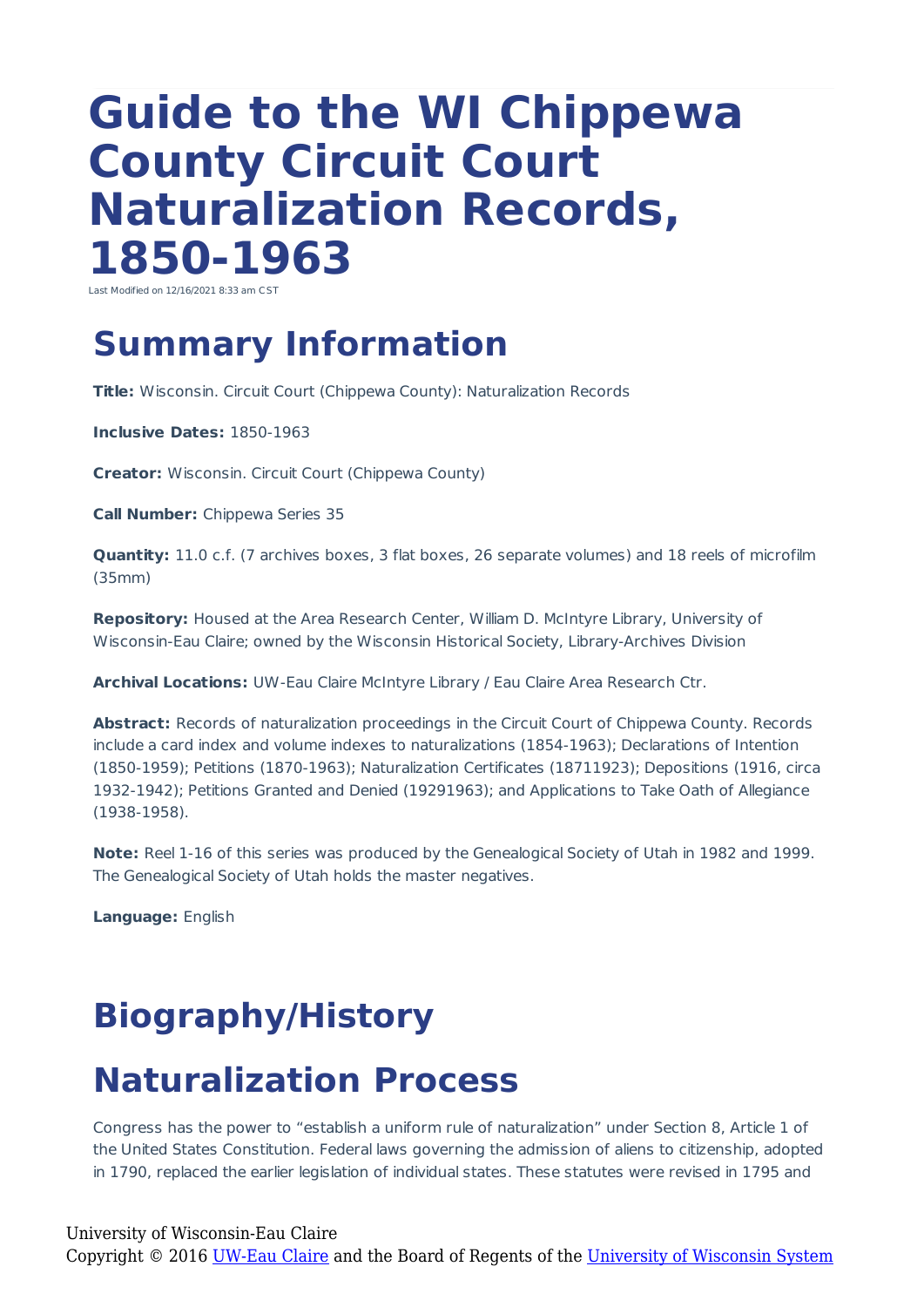# Guide to the WI Chippewa County Circuit Court Naturalization Records, 1850-1963

Last Modified on 12/16/2021 8:33 am CST

## Summary Information

**Title:** Wisconsin. Circuit Court (Chippewa County): Naturalization Records

**Inclusive Dates:** 1850-1963

**Creator:** Wisconsin. Circuit Court (Chippewa County)

**Call Number:** Chippewa Series 35

**Quantity:** 11.0 c.f. (7 archives boxes, 3 flat boxes, 26 separate volumes) and 18 reels of microfilm (35mm)

**Repository:** Housed at the Area Research Center, William D. McIntyre Library, University of Wisconsin-Eau Claire; owned by the Wisconsin Historical Society, Library-Archives Division

**Archival Locations:** UW-Eau Claire McIntyre Library / Eau Claire Area Research Ctr.

**Abstract:** Records of naturalization proceedings in the Circuit Court of Chippewa County. Records include a card index and volume indexes to naturalizations (1854-1963); Declarations of Intention (1850-1959); Petitions (1870-1963); Naturalization Certificates (18711923); Depositions (1916, circa 1932-1942); Petitions Granted and Denied (19291963); and Applications to Take Oath of Allegiance (1938-1958).

**Note:** Reel 1-16 of this series was produced by the Genealogical Society of Utah in 1982 and 1999. The Genealogical Society of Utah holds the master negatives.

**Language:** English

## Biography/History

## Naturalization Process

Congress has the power to "establish a uniform rule of naturalization" under Section 8, Article 1 of the United States Constitution. Federal laws governing the admission of aliens to citizenship, adopted in 1790, replaced the earlier legislation of individual states. These statutes were revised in 1795 and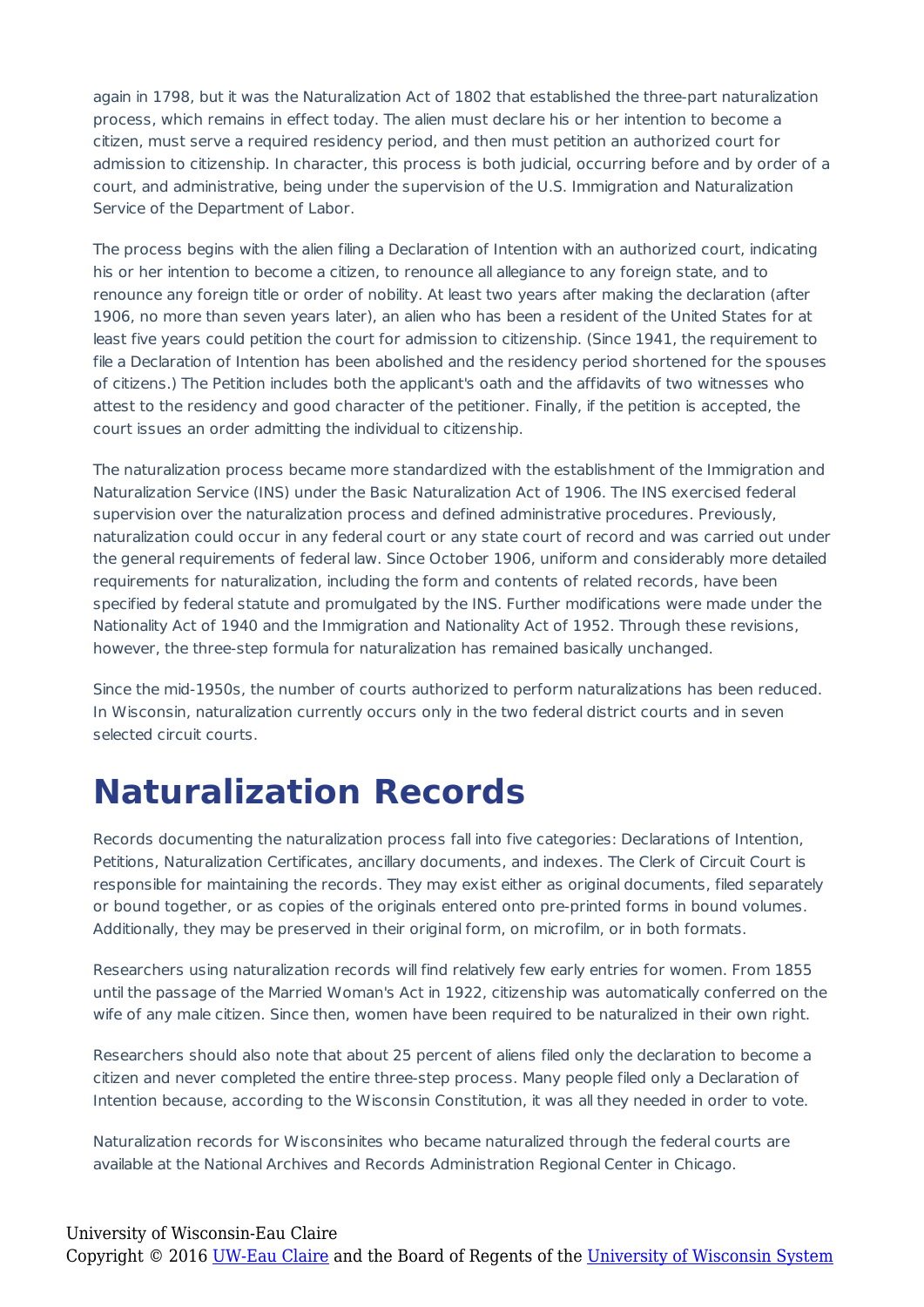again in 1798, but it was the Naturalization Act of 1802 that established the three-part naturalization process, which remains in effect today. The alien must declare his or her intention to become a citizen, must serve a required residency period, and then must petition an authorized court for admission to citizenship. In character, this process is both judicial, occurring before and by order of a court, and administrative, being under the supervision of the U.S. Immigration and Naturalization Service of the Department of Labor.

The process begins with the alien filing a Declaration of Intention with an authorized court, indicating his or her intention to become a citizen, to renounce all allegiance to any foreign state, and to renounce any foreign title or order of nobility. At least two years after making the declaration (after 1906, no more than seven years later), an alien who has been a resident of the United States for at least five years could petition the court for admission to citizenship. (Since 1941, the requirement to file a Declaration of Intention has been abolished and the residency period shortened for the spouses of citizens.) The Petition includes both the applicant's oath and the affidavits of two witnesses who attest to the residency and good character of the petitioner. Finally, if the petition is accepted, the court issues an order admitting the individual to citizenship.

The naturalization process became more standardized with the establishment of the Immigration and Naturalization Service (INS) under the Basic Naturalization Act of 1906. The INS exercised federal supervision over the naturalization process and defined administrative procedures. Previously, naturalization could occur in any federal court or any state court of record and was carried out under the general requirements of federal law. Since October 1906, uniform and considerably more detailed requirements for naturalization, including the form and contents of related records, have been specified by federal statute and promulgated by the INS. Further modifications were made under the Nationality Act of 1940 and the Immigration and Nationality Act of 1952. Through these revisions, however, the three-step formula for naturalization has remained basically unchanged.

Since the mid-1950s, the number of courts authorized to perform naturalizations has been reduced. In Wisconsin, naturalization currently occurs only in the two federal district courts and in seven selected circuit courts.

# Naturalization Records

Records documenting the naturalization process fall into five categories: Declarations of Intention, Petitions, Naturalization Certificates, ancillary documents, and indexes. The Clerk of Circuit Court is responsible for maintaining the records. They may exist either as original documents, filed separately or bound together, or as copies of the originals entered onto pre-printed forms in bound volumes. Additionally, they may be preserved in their original form, on microfilm, or in both formats.

Researchers using naturalization records will find relatively few early entries for women. From 1855 until the passage of the Married Woman's Act in 1922, citizenship was automatically conferred on the wife of any male citizen. Since then, women have been required to be naturalized in their own right.

Researchers should also note that about 25 percent of aliens filed only the declaration to become a citizen and never completed the entire three-step process. Many people filed only a Declaration of Intention because, according to the Wisconsin Constitution, it was all they needed in order to vote.

Naturalization records for Wisconsinites who became naturalized through the federal courts are available at the National Archives and Records Administration Regional Center in Chicago.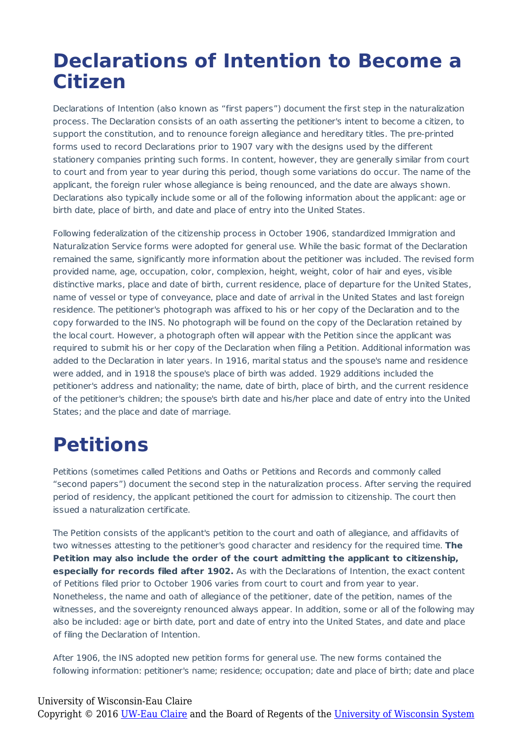# Declarations of Intention to Become a Citizen

Declarations of Intention (also known as "first papers") document the first step in the naturalization process. The Declaration consists of an oath asserting the petitioner's intent to become a citizen, to support the constitution, and to renounce foreign allegiance and hereditary titles. The pre-printed forms used to record Declarations prior to 1907 vary with the designs used by the different stationery companies printing such forms. In content, however, they are generally similar from court to court and from year to year during this period, though some variations do occur. The name of the applicant, the foreign ruler whose allegiance is being renounced, and the date are always shown. Declarations also typically include some or all of the following information about the applicant: age or birth date, place of birth, and date and place of entry into the United States.

Following federalization of the citizenship process in October 1906, standardized Immigration and Naturalization Service forms were adopted for general use. While the basic format of the Declaration remained the same, significantly more information about the petitioner was included. The revised form provided name, age, occupation, color, complexion, height, weight, color of hair and eyes, visible distinctive marks, place and date of birth, current residence, place of departure for the United States, name of vessel or type of conveyance, place and date of arrival in the United States and last foreign residence. The petitioner's photograph was affixed to his or her copy of the Declaration and to the copy forwarded to the INS. No photograph will be found on the copy of the Declaration retained by the local court. However, a photograph often will appear with the Petition since the applicant was required to submit his or her copy of the Declaration when filing a Petition. Additional information was added to the Declaration in later years. In 1916, marital status and the spouse's name and residence were added, and in 1918 the spouse's place of birth was added. 1929 additions included the petitioner's address and nationality; the name, date of birth, place of birth, and the current residence of the petitioner's children; the spouse's birth date and his/her place and date of entry into the United States; and the place and date of marriage.

# Petitions

Petitions (sometimes called Petitions and Oaths or Petitions and Records and commonly called "second papers") document the second step in the naturalization process. After serving the required period of residency, the applicant petitioned the court for admission to citizenship. The court then issued a naturalization certificate.

The Petition consists of the applicant's petition to the court and oath of allegiance, and affidavits of two witnesses attesting to the petitioner's good character and residency for the required time. **The Petition may also include the order of the court admitting the applicant to citizenship, especially for records filed after 1902.** As with the Declarations of Intention, the exact content of Petitions filed prior to October 1906 varies from court to court and from year to year. Nonetheless, the name and oath of allegiance of the petitioner, date of the petition, names of the witnesses, and the sovereignty renounced always appear. In addition, some or all of the following may also be included: age or birth date, port and date of entry into the United States, and date and place of filing the Declaration of Intention.

After 1906, the INS adopted new petition forms for general use. The new forms contained the following information: petitioner's name; residence; occupation; date and place of birth; date and place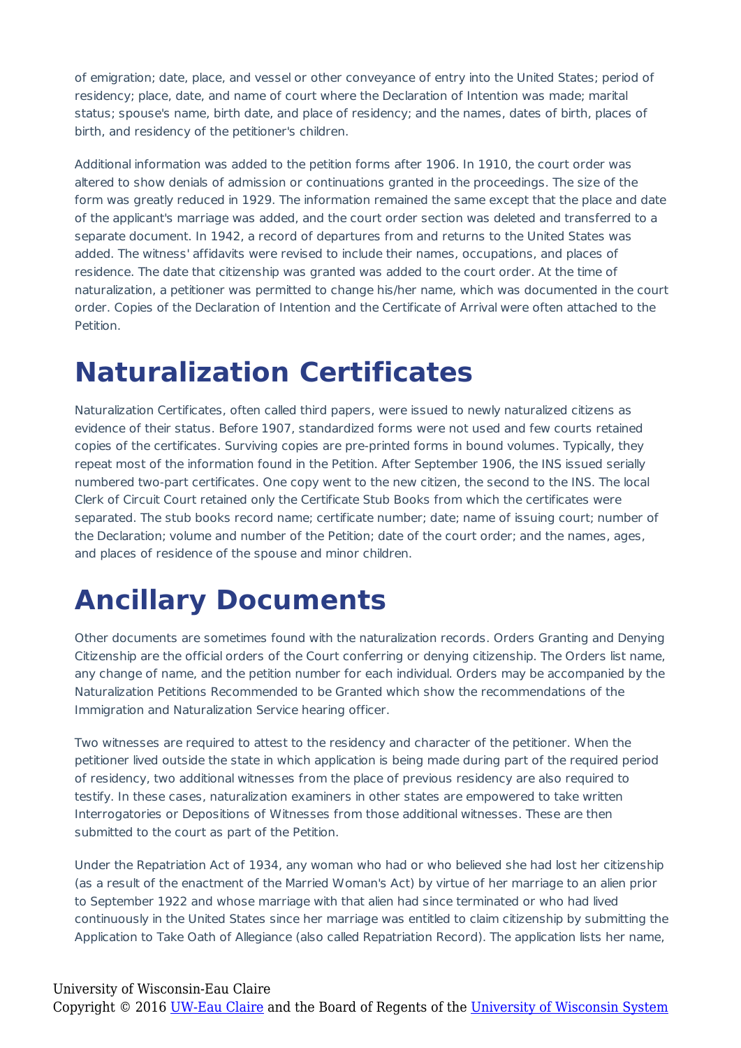of emigration; date, place, and vessel or other conveyance of entry into the United States; period of residency; place, date, and name of court where the Declaration of Intention was made; marital status; spouse's name, birth date, and place of residency; and the names, dates of birth, places of birth, and residency of the petitioner's children.

Additional information was added to the petition forms after 1906. In 1910, the court order was altered to show denials of admission or continuations granted in the proceedings. The size of the form was greatly reduced in 1929. The information remained the same except that the place and date of the applicant's marriage was added, and the court order section was deleted and transferred to a separate document. In 1942, a record of departures from and returns to the United States was added. The witness' affidavits were revised to include their names, occupations, and places of residence. The date that citizenship was granted was added to the court order. At the time of naturalization, a petitioner was permitted to change his/her name, which was documented in the court order. Copies of the Declaration of Intention and the Certificate of Arrival were often attached to the Petition.

# Naturalization Certificates

Naturalization Certificates, often called third papers, were issued to newly naturalized citizens as evidence of their status. Before 1907, standardized forms were not used and few courts retained copies of the certificates. Surviving copies are pre-printed forms in bound volumes. Typically, they repeat most of the information found in the Petition. After September 1906, the INS issued serially numbered two-part certificates. One copy went to the new citizen, the second to the INS. The local Clerk of Circuit Court retained only the Certificate Stub Books from which the certificates were separated. The stub books record name; certificate number; date; name of issuing court; number of the Declaration; volume and number of the Petition; date of the court order; and the names, ages, and places of residence of the spouse and minor children.

# Ancillary Documents

Other documents are sometimes found with the naturalization records. Orders Granting and Denying Citizenship are the official orders of the Court conferring or denying citizenship. The Orders list name, any change of name, and the petition number for each individual. Orders may be accompanied by the Naturalization Petitions Recommended to be Granted which show the recommendations of the Immigration and Naturalization Service hearing officer.

Two witnesses are required to attest to the residency and character of the petitioner. When the petitioner lived outside the state in which application is being made during part of the required period of residency, two additional witnesses from the place of previous residency are also required to testify. In these cases, naturalization examiners in other states are empowered to take written Interrogatories or Depositions of Witnesses from those additional witnesses. These are then submitted to the court as part of the Petition.

Under the Repatriation Act of 1934, any woman who had or who believed she had lost her citizenship (as a result of the enactment of the Married Woman's Act) by virtue of her marriage to an alien prior to September 1922 and whose marriage with that alien had since terminated or who had lived continuously in the United States since her marriage was entitled to claim citizenship by submitting the Application to Take Oath of Allegiance (also called Repatriation Record). The application lists her name,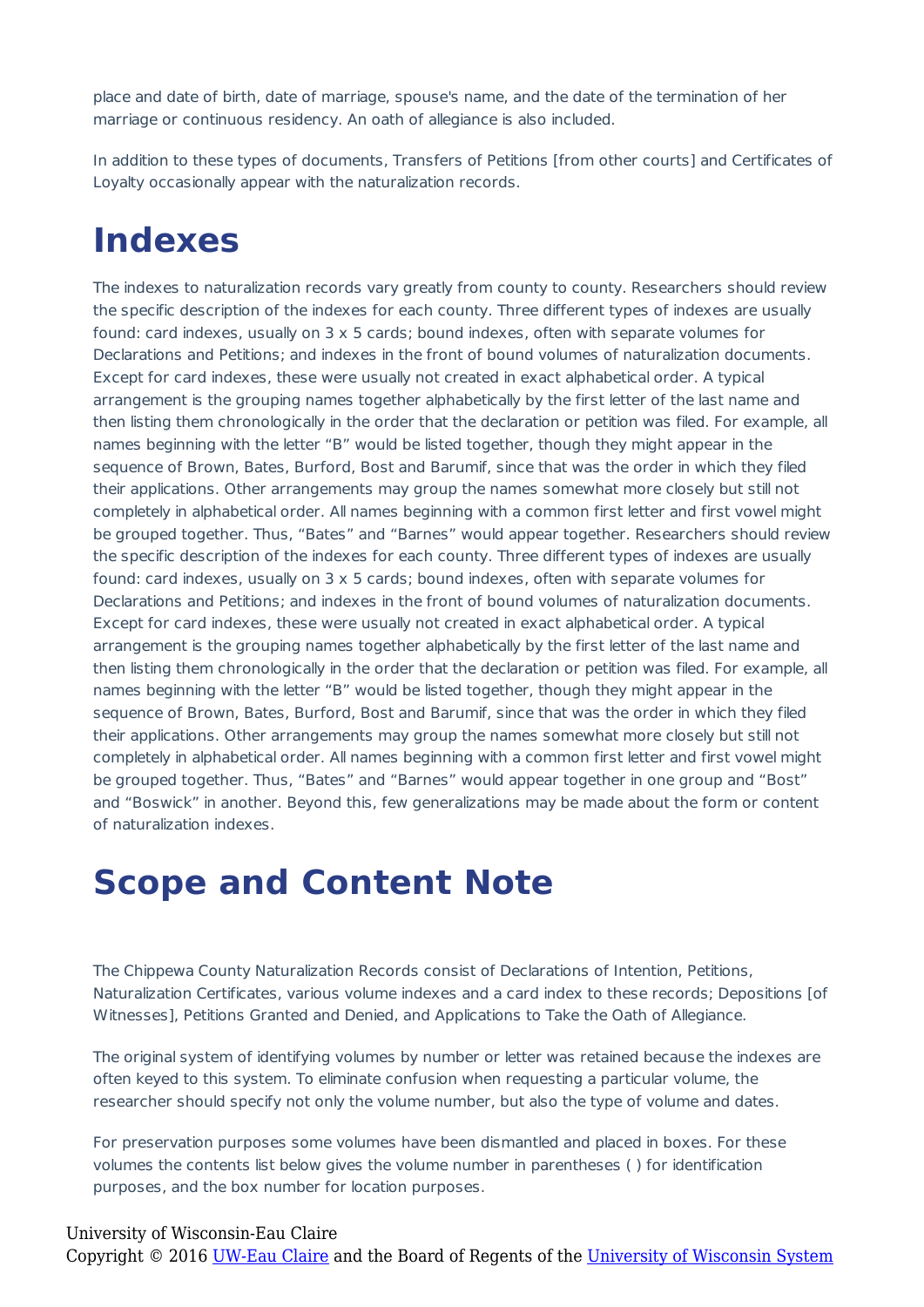place and date of birth, date of marriage, spouse's name, and the date of the termination of her marriage or continuous residency. An oath of allegiance is also included.

In addition to these types of documents, Transfers of Petitions [from other courts] and Certificates of Loyalty occasionally appear with the naturalization records.

# Indexes

The indexes to naturalization records vary greatly from county to county. Researchers should review the specific description of the indexes for each county. Three different types of indexes are usually found: card indexes, usually on 3 x 5 cards; bound indexes, often with separate volumes for Declarations and Petitions; and indexes in the front of bound volumes of naturalization documents. Except for card indexes, these were usually not created in exact alphabetical order. A typical arrangement is the grouping names together alphabetically by the first letter of the last name and then listing them chronologically in the order that the declaration or petition was filed. For example, all names beginning with the letter "B" would be listed together, though they might appear in the sequence of Brown, Bates, Burford, Bost and Barumif, since that was the order in which they filed their applications. Other arrangements may group the names somewhat more closely but still not completely in alphabetical order. All names beginning with a common first letter and first vowel might be grouped together. Thus, "Bates" and "Barnes" would appear together. Researchers should review the specific description of the indexes for each county. Three different types of indexes are usually found: card indexes, usually on 3 x 5 cards; bound indexes, often with separate volumes for Declarations and Petitions; and indexes in the front of bound volumes of naturalization documents. Except for card indexes, these were usually not created in exact alphabetical order. A typical arrangement is the grouping names together alphabetically by the first letter of the last name and then listing them chronologically in the order that the declaration or petition was filed. For example, all names beginning with the letter "B" would be listed together, though they might appear in the sequence of Brown, Bates, Burford, Bost and Barumif, since that was the order in which they filed their applications. Other arrangements may group the names somewhat more closely but still not completely in alphabetical order. All names beginning with a common first letter and first vowel might be grouped together. Thus, "Bates" and "Barnes" would appear together in one group and "Bost" and "Boswick" in another. Beyond this, few generalizations may be made about the form or content of naturalization indexes.

# Scope and Content Note

The Chippewa County Naturalization Records consist of Declarations of Intention, Petitions, Naturalization Certificates, various volume indexes and a card index to these records; Depositions [of Witnesses], Petitions Granted and Denied, and Applications to Take the Oath of Allegiance.

The original system of identifying volumes by number or letter was retained because the indexes are often keyed to this system. To eliminate confusion when requesting a particular volume, the researcher should specify not only the volume number, but also the type of volume and dates.

For preservation purposes some volumes have been dismantled and placed in boxes. For these volumes the contents list below gives the volume number in parentheses ( ) for identification purposes, and the box number for location purposes.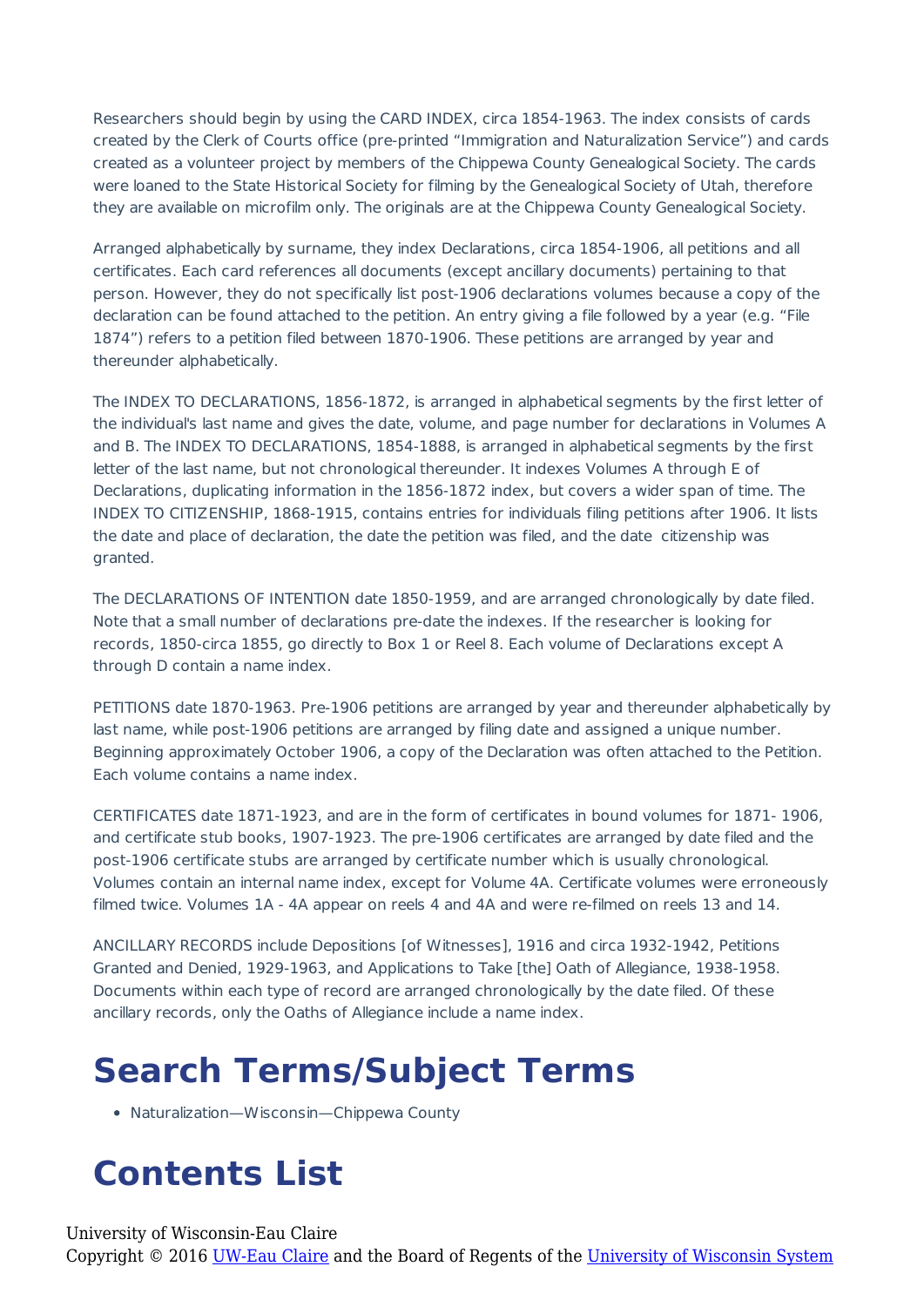Researchers should begin by using the CARD INDEX, circa 1854-1963. The index consists of cards created by the Clerk of Courts office (pre-printed “Immigration and Naturalization Service”) and cards created as a volunteer project by members of the Chippewa County Genealogical Society. The cards were loaned to the State Historical Society for filming by the Genealogical Society of Utah, therefore they are available on microfilm only. The originals are at the Chippewa County Genealogical Society.

Arranged alphabetically by surname, they index Declarations, circa 1854-1906, all petitions and all certificates. Each card references all documents (except ancillary documents) pertaining to that person. However, they do not specifically list post-1906 declarations volumes because a copy of the declaration can be found attached to the petition. An entry giving a file followed by a year (e.g. “File 1874”) refers to a petition filed between 1870-1906. These petitions are arranged by year and thereunder alphabetically.

The INDEX TO DECLARATIONS, 1856-1872, is arranged in alphabetical segments by the first letter of the individual's last name and gives the date, volume, and page number for declarations in Volumes A and B. The INDEX TO DECLARATIONS, 1854-1888, is arranged in alphabetical segments by the first letter of the last name, but not chronological thereunder. It indexes Volumes A through E of Declarations, duplicating information in the 1856-1872 index, but covers a wider span of time. The INDEX TO CITIZENSHIP, 1868-1915, contains entries for individuals filing petitions after 1906. It lists the date and place of declaration, the date the petition was filed, and the date citizenship was granted.

The DECLARATIONS OF INTENTION date 1850-1959, and are arranged chronologically by date filed. Note that a small number of declarations pre-date the indexes. If the researcher is looking for records, 1850-circa 1855, go directly to Box 1 or Reel 8. Each volume of Declarations except A through D contain a name index.

PETITIONS date 1870-1963. Pre-1906 petitions are arranged by year and thereunder alphabetically by last name, while post-1906 petitions are arranged by filing date and assigned a unique number. Beginning approximately October 1906, a copy of the Declaration was often attached to the Petition. Each volume contains a name index.

CERTIFICATES date 1871-1923, and are in the form of certificates in bound volumes for 1871- 1906, and certificate stub books, 1907-1923. The pre-1906 certificates are arranged by date filed and the post-1906 certificate stubs are arranged by certificate number which is usually chronological. Volumes contain an internal name index, except for Volume 4A. Certificate volumes were erroneously filmed twice. Volumes 1A - 4A appear on reels 4 and 4A and were re-filmed on reels 13 and 14.

ANCILLARY RECORDS include Depositions [of Witnesses], 1916 and circa 1932-1942, Petitions Granted and Denied, 1929-1963, and Applications to Take [the] Oath of Allegiance, 1938-1958. Documents within each type of record are arranged chronologically by the date filed. Of these ancillary records, only the Oaths of Allegiance include a name index.

# Search Terms/Subject Terms

- Naturalization—Wisconsin—Chippewa County

# Contents List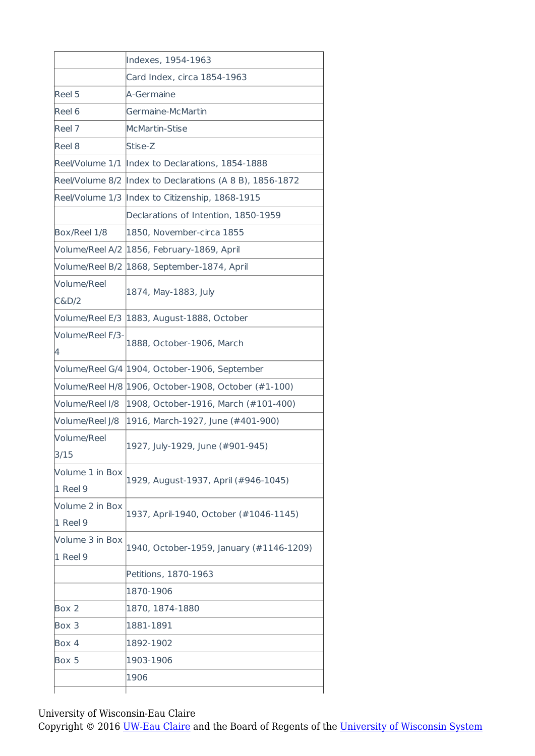| | |
|---|---|
| | Indexes, 1954-1963 |
| | Card Index, circa 1854-1963 |
| Reel 5 | A-Germaine |
| Reel 6 | Germaine-McMartin |
| Reel 7 | McMartin-Stise |
| Reel 8 | Stise-Z |
| Reel/Volume 1/1 | Index to Declarations, 1854-1888 |
| Reel/Volume 8/2 | Index to Declarations (A 8 B), 1856-1872 |
| Reel/Volume 1/3 | Index to Citizenship, 1868-1915 |
| | Declarations of Intention, 1850-1959 |
| Box/Reel 1/8 | 1850, November-circa 1855 |
| Volume/Reel A/2 | 1856, February-1869, April |
| Volume/Reel B/2 | 1868, September-1874, April |
| Volume/Reel C&D/2 | 1874, May-1883, July |
| Volume/Reel E/3 | 1883, August-1888, October |
| Volume/Reel F/3-4 | 1888, October-1906, March |
| Volume/Reel G/4 | 1904, October-1906, September |
| Volume/Reel H/8 | 1906, October-1908, October (#1-100) |
| Volume/Reel I/8 | 1908, October-1916, March (#101-400) |
| Volume/Reel J/8 | 1916, March-1927, June (#401-900) |
| Volume/Reel 3/15 | 1927, July-1929, June (#901-945) |
| Volume 1 in Box 1 Reel 9 | 1929, August-1937, April (#946-1045) |
| Volume 2 in Box 1 Reel 9 | 1937, April-1940, October (#1046-1145) |
| Volume 3 in Box 1 Reel 9 | 1940, October-1959, January (#1146-1209) |
| | Petitions, 1870-1963 |
| | 1870-1906 |
| Box 2 | 1870, 1874-1880 |
| Box 3 | 1881-1891 |
| Box 4 | 1892-1902 |
| Box 5 | 1903-1906 |
| | 1906 |

University of Wisconsin-Eau Claire
Copyright © 2016 UW-Eau Claire and the Board of Regents of the University of Wisconsin System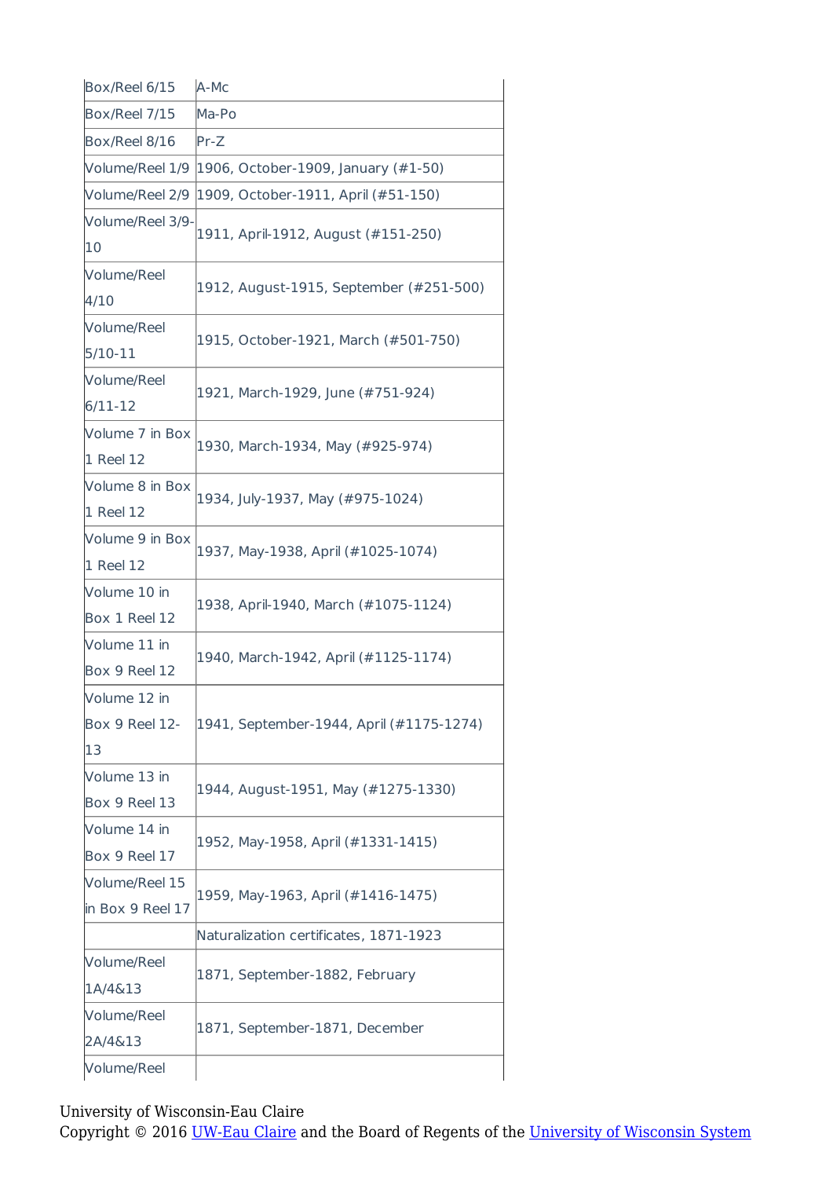| | |
|---|---|
| Box/Reel 6/15 | A-Mc |
| Box/Reel 7/15 | Ma-Po |
| Box/Reel 8/16 | Pr-Z |
| Volume/Reel 1/9 | 1906, October-1909, January (#1-50) |
| Volume/Reel 2/9 | 1909, October-1911, April (#51-150) |
| Volume/Reel 3/9-10 | 1911, April-1912, August (#151-250) |
| Volume/Reel 4/10 | 1912, August-1915, September (#251-500) |
| Volume/Reel 5/10-11 | 1915, October-1921, March (#501-750) |
| Volume/Reel 6/11-12 | 1921, March-1929, June (#751-924) |
| Volume 7 in Box 1 Reel 12 | 1930, March-1934, May (#925-974) |
| Volume 8 in Box 1 Reel 12 | 1934, July-1937, May (#975-1024) |
| Volume 9 in Box 1 Reel 12 | 1937, May-1938, April (#1025-1074) |
| Volume 10 in Box 1 Reel 12 | 1938, April-1940, March (#1075-1124) |
| Volume 11 in Box 9 Reel 12 | 1940, March-1942, April (#1125-1174) |
| Volume 12 in Box 9 Reel 12-13 | 1941, September-1944, April (#1175-1274) |
| Volume 13 in Box 9 Reel 13 | 1944, August-1951, May (#1275-1330) |
| Volume 14 in Box 9 Reel 17 | 1952, May-1958, April (#1331-1415) |
| Volume/Reel 15 in Box 9 Reel 17 | 1959, May-1963, April (#1416-1475) |
| | Naturalization certificates, 1871-1923 |
| Volume/Reel 1A/4&13 | 1871, September-1882, February |
| Volume/Reel 2A/4&13 | 1871, September-1871, December |
| Volume/Reel | |

University of Wisconsin-Eau Claire
Copyright © 2016 UW-Eau Claire and the Board of Regents of the University of Wisconsin System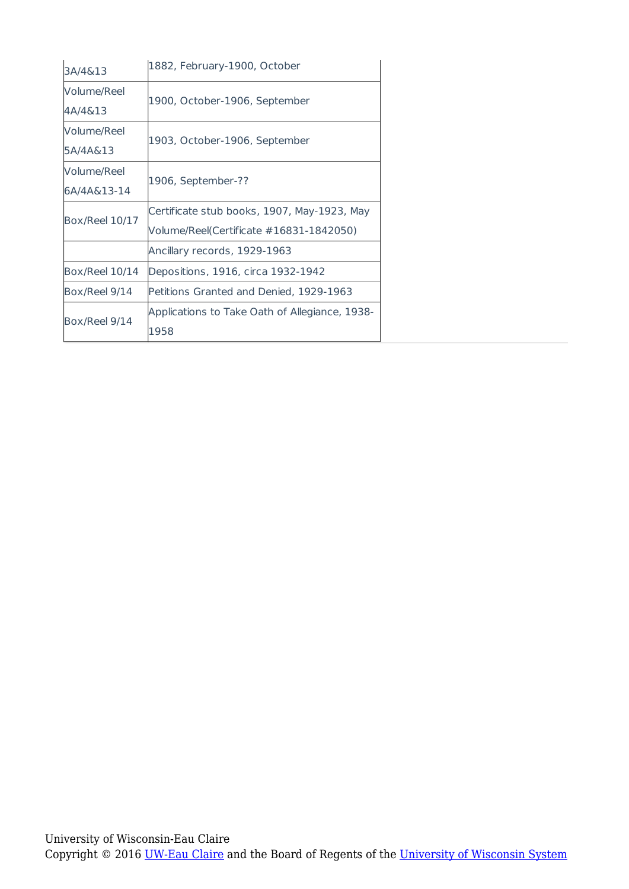| | |
|---|---|
| 3A/4&13 | 1882, February-1900, October |
| Volume/Reel 4A/4&13 | 1900, October-1906, September |
| Volume/Reel 5A/4A&13 | 1903, October-1906, September |
| Volume/Reel 6A/4A&13-14 | 1906, September-?? |
| Box/Reel 10/17 | Certificate stub books, 1907, May-1923, May Volume/Reel(Certificate #16831-1842050) |
| | Ancillary records, 1929-1963 |
| Box/Reel 10/14 | Depositions, 1916, circa 1932-1942 |
| Box/Reel 9/14 | Petitions Granted and Denied, 1929-1963 |
| Box/Reel 9/14 | Applications to Take Oath of Allegiance, 1938-1958 |

University of Wisconsin-Eau Claire
Copyright © 2016 UW-Eau Claire and the Board of Regents of the University of Wisconsin System